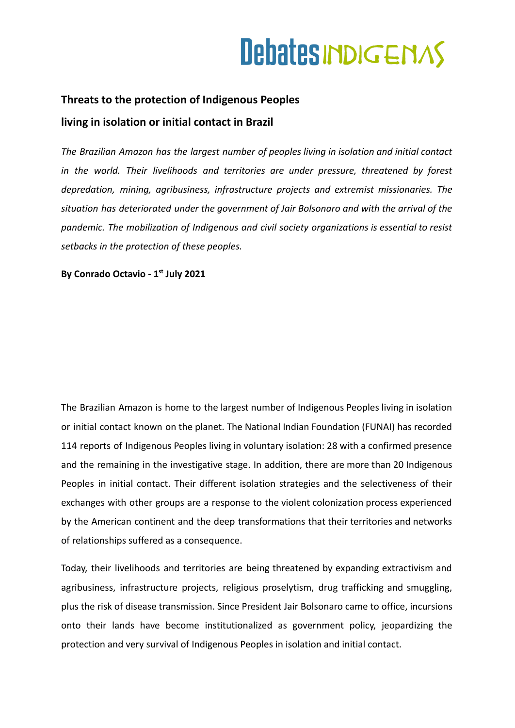# Threats to the protection of Indigenous Peoples living in isolation or initial contact in Brazil

*The Brazilian Amazon has the largest number of peoples living in isolation and initial contact in the world. Their livelihoods and territories are under pressure, threatened by forest depredation, mining, agribusiness, infrastructure projects and extremist missionaries. The situation has deteriorated under the government of Jair Bolsonaro and with the arrival of the pandemic. The mobilization of Indigenous and civil society organizations is essential to resist setbacks in the protection of these peoples.*

**By Conrado Octavio - 1st July 2021**

The Brazilian Amazon is home to the largest number of Indigenous Peoples living in isolation or initial contact known on the planet. The National Indian Foundation (FUNAI) has recorded 114 reports of Indigenous Peoples living in voluntary isolation: 28 with a confirmed presence and the remaining in the investigative stage. In addition, there are more than 20 Indigenous Peoples in initial contact. Their different isolation strategies and the selectiveness of their exchanges with other groups are a response to the violent colonization process experienced by the American continent and the deep transformations that their territories and networks of relationships suffered as a consequence.

Today, their livelihoods and territories are being threatened by expanding extractivism and agribusiness, infrastructure projects, religious proselytism, drug trafficking and smuggling, plus the risk of disease transmission. Since President Jair Bolsonaro came to office, incursions onto their lands have become institutionalized as government policy, jeopardizing the protection and very survival of Indigenous Peoples in isolation and initial contact.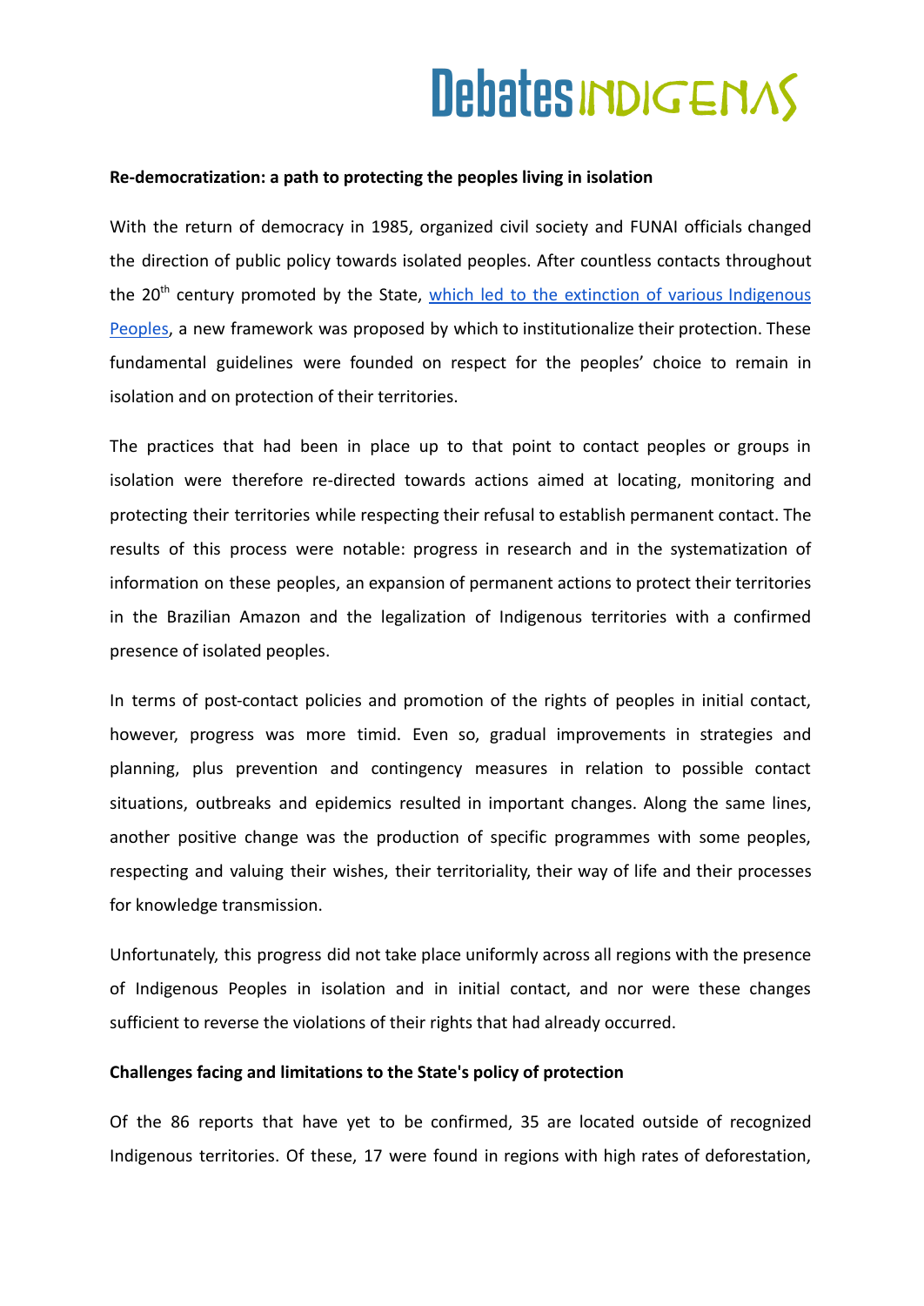**Re-democratization: a path to protecting the peoples living in isolation**

With the return of democracy in 1985, organized civil society and FUNAI officials changed the direction of public policy towards isolated peoples. After countless contacts throughout the 20th century promoted by the State, [which led to the extinction of various Indigenous Peoples](), a new framework was proposed by which to institutionalize their protection. These fundamental guidelines were founded on respect for the peoples' choice to remain in isolation and on protection of their territories.

The practices that had been in place up to that point to contact peoples or groups in isolation were therefore re-directed towards actions aimed at locating, monitoring and protecting their territories while respecting their refusal to establish permanent contact. The results of this process were notable: progress in research and in the systematization of information on these peoples, an expansion of permanent actions to protect their territories in the Brazilian Amazon and the legalization of Indigenous territories with a confirmed presence of isolated peoples.

In terms of post-contact policies and promotion of the rights of peoples in initial contact, however, progress was more timid. Even so, gradual improvements in strategies and planning, plus prevention and contingency measures in relation to possible contact situations, outbreaks and epidemics resulted in important changes. Along the same lines, another positive change was the production of specific programmes with some peoples, respecting and valuing their wishes, their territoriality, their way of life and their processes for knowledge transmission.

Unfortunately, this progress did not take place uniformly across all regions with the presence of Indigenous Peoples in isolation and in initial contact, and nor were these changes sufficient to reverse the violations of their rights that had already occurred.

**Challenges facing and limitations to the State's policy of protection**

Of the 86 reports that have yet to be confirmed, 35 are located outside of recognized Indigenous territories. Of these, 17 were found in regions with high rates of deforestation,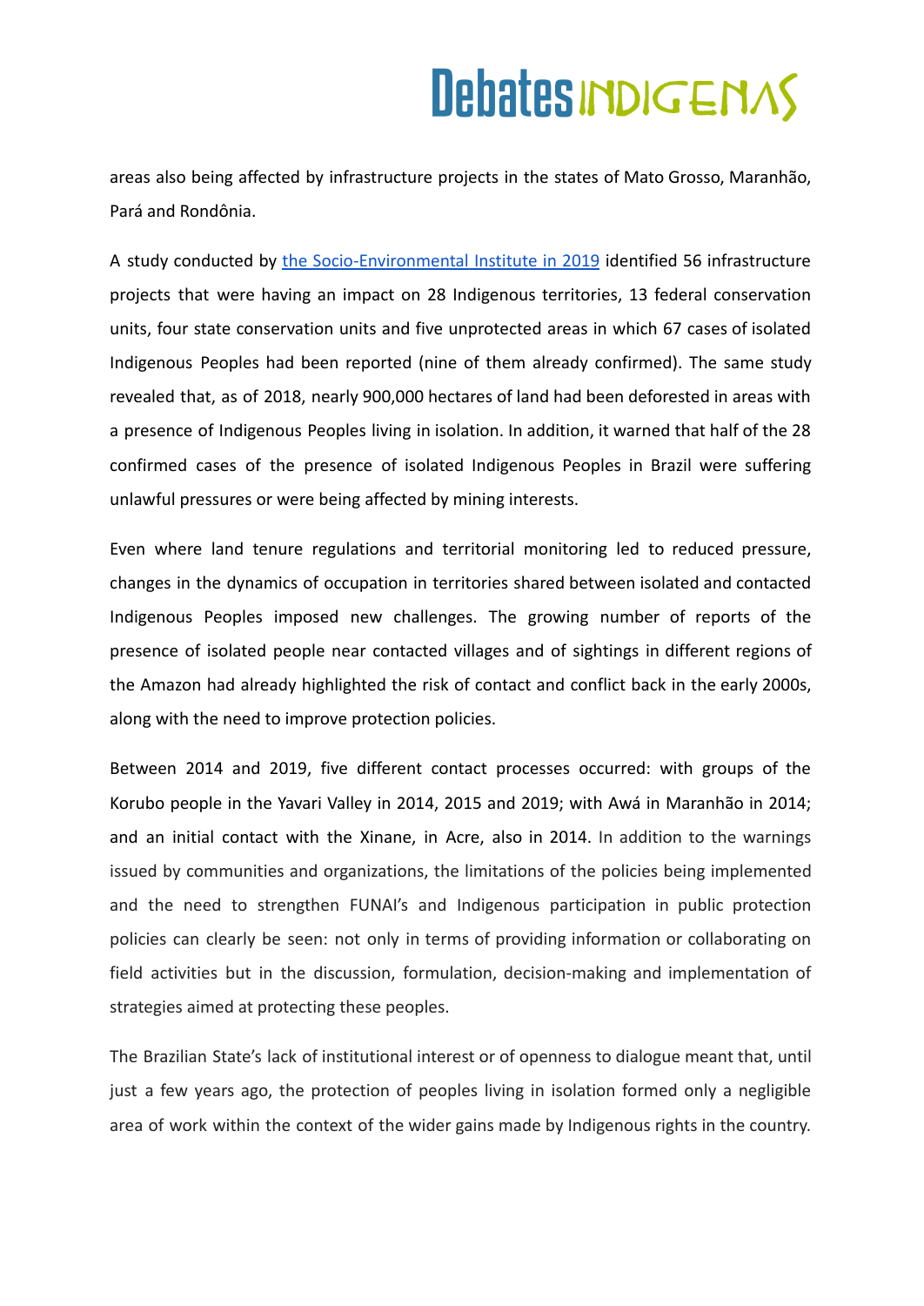areas also being affected by infrastructure projects in the states of Mato Grosso, Maranhão, Pará and Rondônia.

A study conducted by [the Socio-Environmental Institute in 2019](#) identified 56 infrastructure projects that were having an impact on 28 Indigenous territories, 13 federal conservation units, four state conservation units and five unprotected areas in which 67 cases of isolated Indigenous Peoples had been reported (nine of them already confirmed). The same study revealed that, as of 2018, nearly 900,000 hectares of land had been deforested in areas with a presence of Indigenous Peoples living in isolation. In addition, it warned that half of the 28 confirmed cases of the presence of isolated Indigenous Peoples in Brazil were suffering unlawful pressures or were being affected by mining interests.

Even where land tenure regulations and territorial monitoring led to reduced pressure, changes in the dynamics of occupation in territories shared between isolated and contacted Indigenous Peoples imposed new challenges. The growing number of reports of the presence of isolated people near contacted villages and of sightings in different regions of the Amazon had already highlighted the risk of contact and conflict back in the early 2000s, along with the need to improve protection policies.

Between 2014 and 2019, five different contact processes occurred: with groups of the Korubo people in the Yavari Valley in 2014, 2015 and 2019; with Awá in Maranhão in 2014; and an initial contact with the Xinane, in Acre, also in 2014. In addition to the warnings issued by communities and organizations, the limitations of the policies being implemented and the need to strengthen FUNAI's and Indigenous participation in public protection policies can clearly be seen: not only in terms of providing information or collaborating on field activities but in the discussion, formulation, decision-making and implementation of strategies aimed at protecting these peoples.

The Brazilian State's lack of institutional interest or of openness to dialogue meant that, until just a few years ago, the protection of peoples living in isolation formed only a negligible area of work within the context of the wider gains made by Indigenous rights in the country.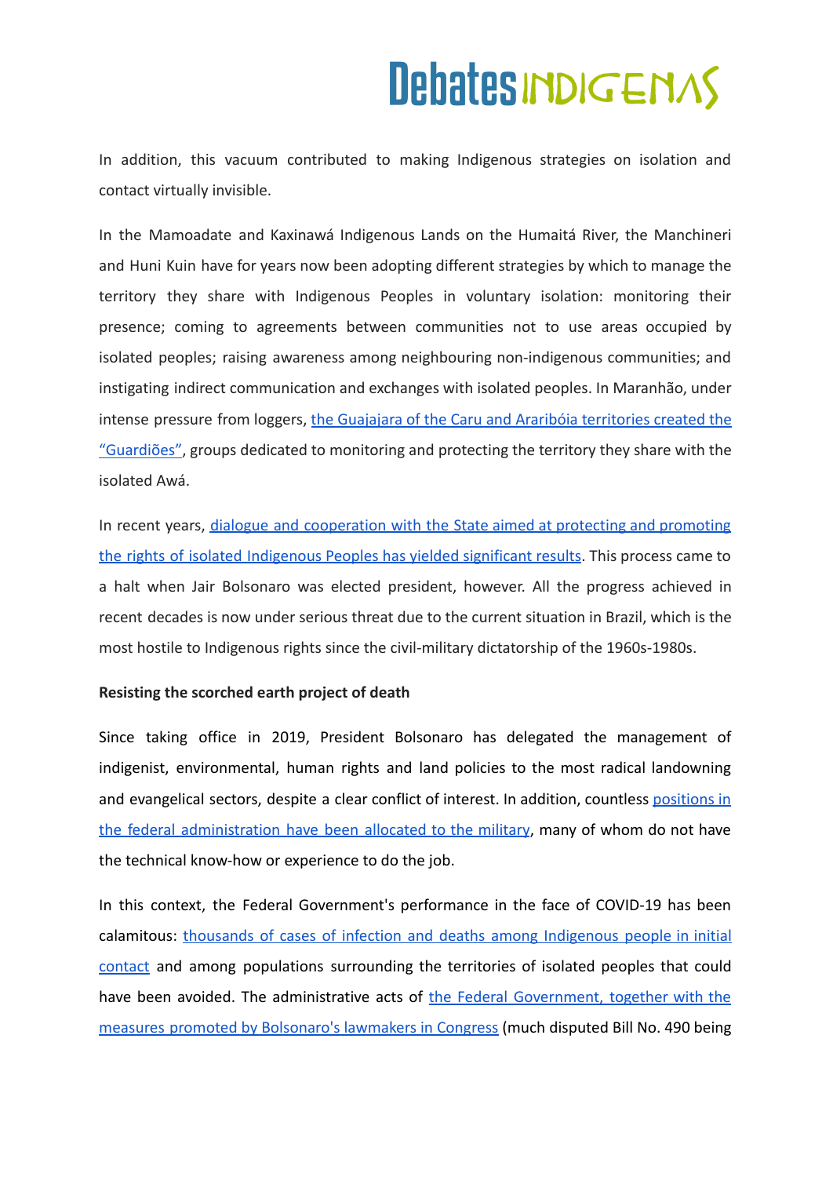In addition, this vacuum contributed to making Indigenous strategies on isolation and contact virtually invisible.

In the Mamoadate and Kaxinawá Indigenous Lands on the Humaitá River, the Manchineri and Huni Kuin have for years now been adopting different strategies by which to manage the territory they share with Indigenous Peoples in voluntary isolation: monitoring their presence; coming to agreements between communities not to use areas occupied by isolated peoples; raising awareness among neighbouring non-indigenous communities; and instigating indirect communication and exchanges with isolated peoples. In Maranhão, under intense pressure from loggers, the Guajajara of the Caru and Araribóia territories created the "Guardiões", groups dedicated to monitoring and protecting the territory they share with the isolated Awá.

In recent years, dialogue and cooperation with the State aimed at protecting and promoting the rights of isolated Indigenous Peoples has yielded significant results. This process came to a halt when Jair Bolsonaro was elected president, however. All the progress achieved in recent decades is now under serious threat due to the current situation in Brazil, which is the most hostile to Indigenous rights since the civil-military dictatorship of the 1960s-1980s.

**Resisting the scorched earth project of death**

Since taking office in 2019, President Bolsonaro has delegated the management of indigenist, environmental, human rights and land policies to the most radical landowning and evangelical sectors, despite a clear conflict of interest. In addition, countless positions in the federal administration have been allocated to the military, many of whom do not have the technical know-how or experience to do the job.

In this context, the Federal Government's performance in the face of COVID-19 has been calamitous: thousands of cases of infection and deaths among Indigenous people in initial contact and among populations surrounding the territories of isolated peoples that could have been avoided. The administrative acts of the Federal Government, together with the measures promoted by Bolsonaro's lawmakers in Congress (much disputed Bill No. 490 being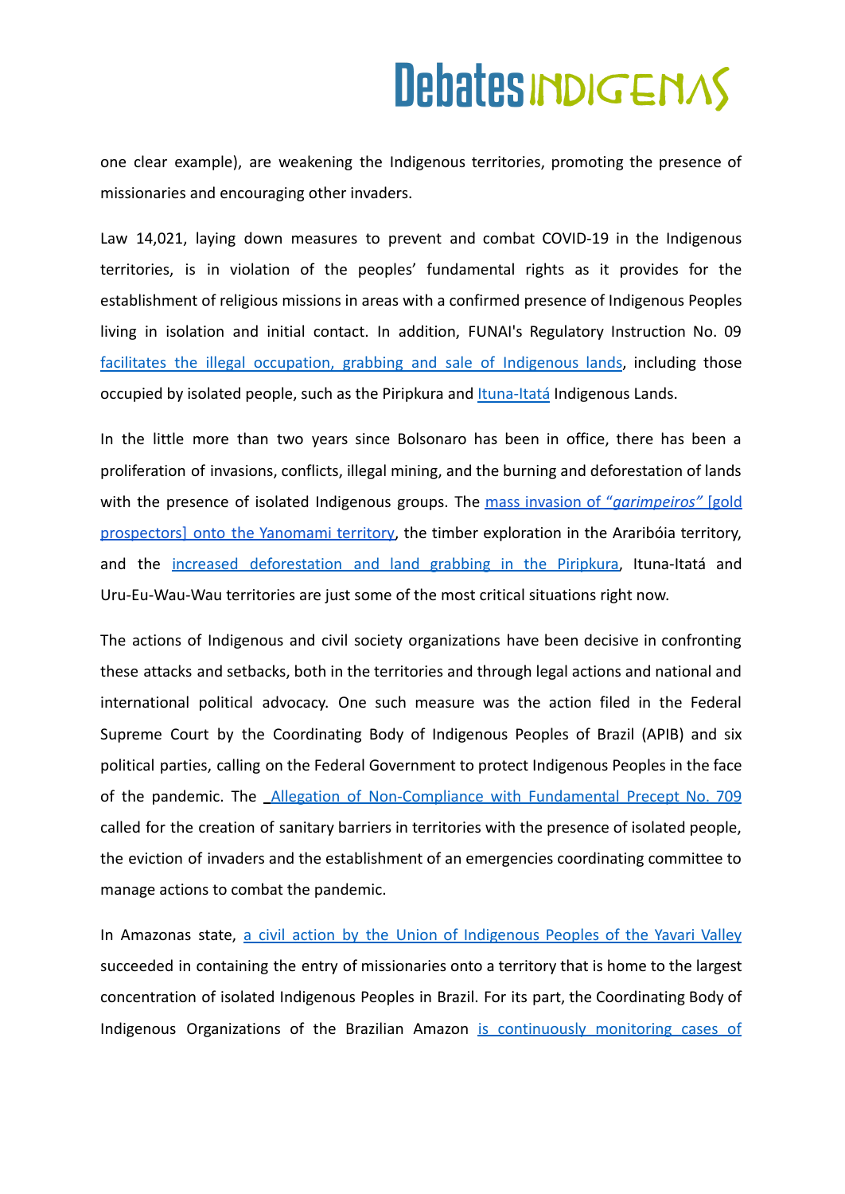one clear example), are weakening the Indigenous territories, promoting the presence of missionaries and encouraging other invaders.

Law 14,021, laying down measures to prevent and combat COVID-19 in the Indigenous territories, is in violation of the peoples' fundamental rights as it provides for the establishment of religious missions in areas with a confirmed presence of Indigenous Peoples living in isolation and initial contact. In addition, FUNAI's Regulatory Instruction No. 09 facilitates the illegal occupation, grabbing and sale of Indigenous lands, including those occupied by isolated people, such as the Piripkura and Ituna-Itatá Indigenous Lands.

In the little more than two years since Bolsonaro has been in office, there has been a proliferation of invasions, conflicts, illegal mining, and the burning and deforestation of lands with the presence of isolated Indigenous groups. The mass invasion of "*garimpeiros*" [gold prospectors] onto the Yanomami territory, the timber exploration in the Araribóia territory, and the increased deforestation and land grabbing in the Piripkura, Ituna-Itatá and Uru-Eu-Wau-Wau territories are just some of the most critical situations right now.

The actions of Indigenous and civil society organizations have been decisive in confronting these attacks and setbacks, both in the territories and through legal actions and national and international political advocacy. One such measure was the action filed in the Federal Supreme Court by the Coordinating Body of Indigenous Peoples of Brazil (APIB) and six political parties, calling on the Federal Government to protect Indigenous Peoples in the face of the pandemic. The Allegation of Non-Compliance with Fundamental Precept No. 709 called for the creation of sanitary barriers in territories with the presence of isolated people, the eviction of invaders and the establishment of an emergencies coordinating committee to manage actions to combat the pandemic.

In Amazonas state, a civil action by the Union of Indigenous Peoples of the Yavari Valley succeeded in containing the entry of missionaries onto a territory that is home to the largest concentration of isolated Indigenous Peoples in Brazil. For its part, the Coordinating Body of Indigenous Organizations of the Brazilian Amazon is continuously monitoring cases of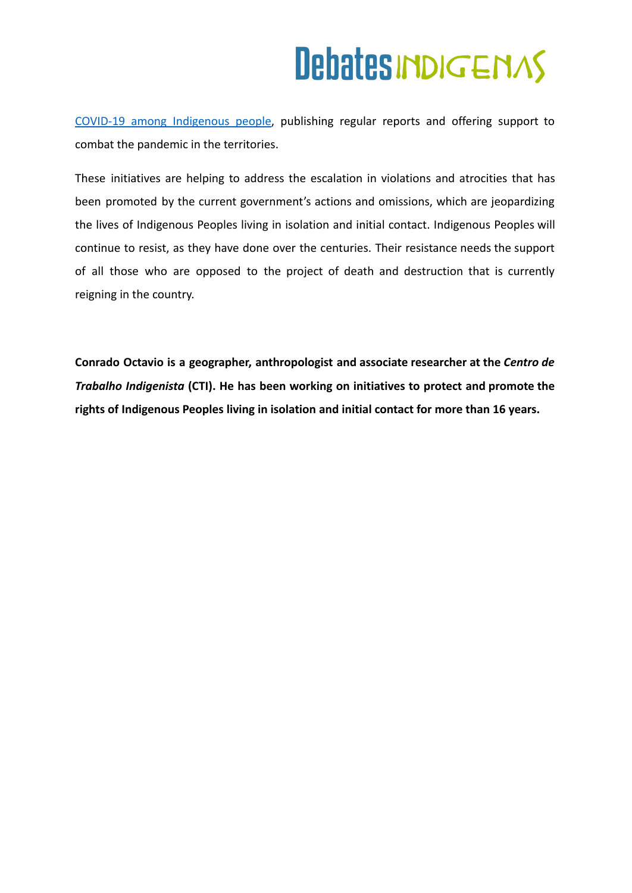COVID-19 among Indigenous people, publishing regular reports and offering support to combat the pandemic in the territories.

These initiatives are helping to address the escalation in violations and atrocities that has been promoted by the current government's actions and omissions, which are jeopardizing the lives of Indigenous Peoples living in isolation and initial contact. Indigenous Peoples will continue to resist, as they have done over the centuries. Their resistance needs the support of all those who are opposed to the project of death and destruction that is currently reigning in the country.

**Conrado Octavio is a geographer, anthropologist and associate researcher at the *Centro de Trabalho Indigenista* (CTI). He has been working on initiatives to protect and promote the rights of Indigenous Peoples living in isolation and initial contact for more than 16 years.**